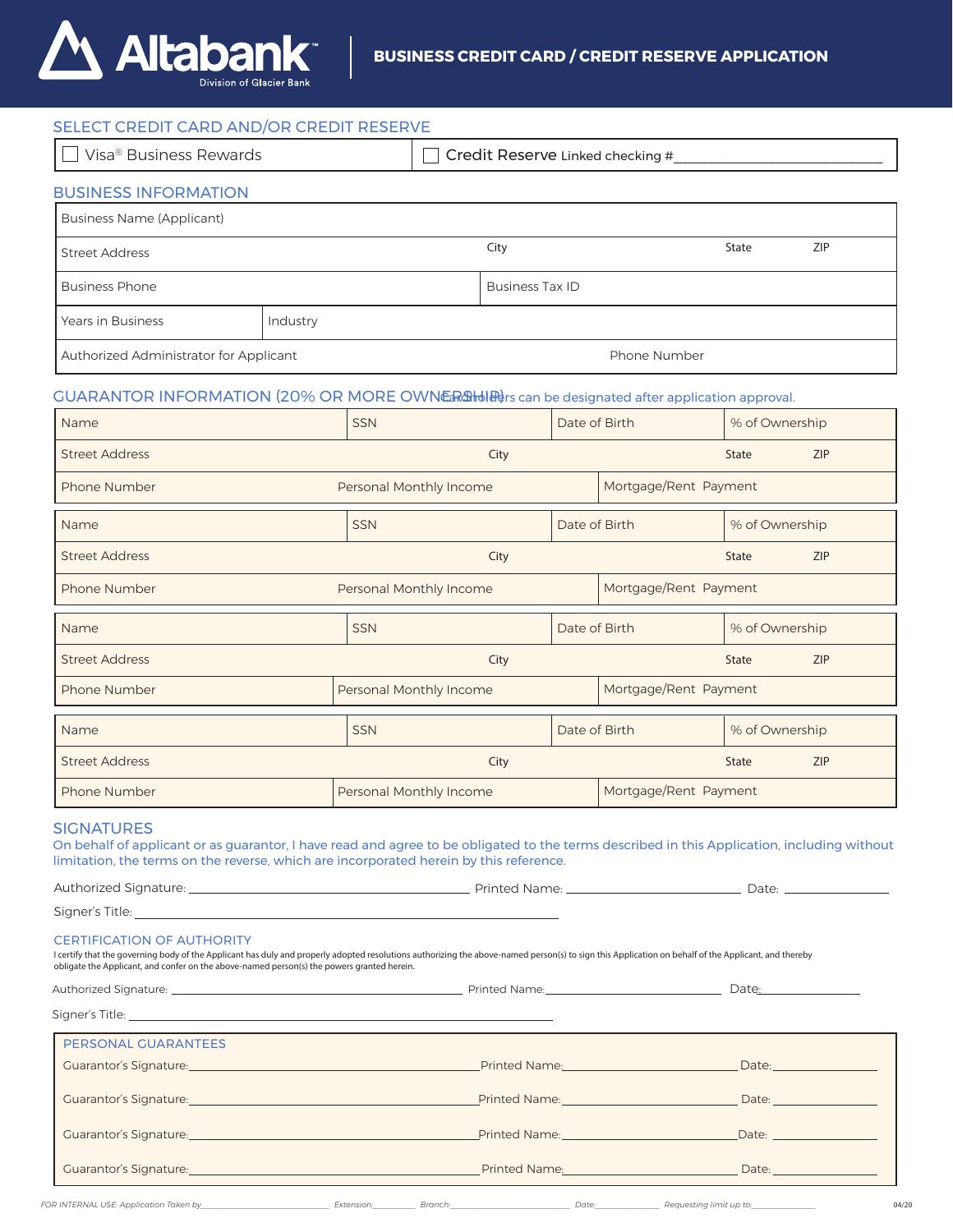# Altabank

Division of Glacier Bank

## BUSINESS CREDIT CARD / CREDIT RESERVE APPLICATION

### SELECT CREDIT CARD AND/OR CREDIT RESERVE

| ☐ Visa® Business Rewards | ☐ Credit Reserve Linked checking #____________________ |
|---|---|

### BUSINESS INFORMATION

| Business Name (Applicant) | | | |
|---|---|---|---|
| Street Address | City | State | ZIP |
| Business Phone | Business Tax ID | | |
| Years in Business | Industry | | |
| Authorized Administrator for Applicant | Phone Number | | |

### GUARANTOR INFORMATION (20% OR MORE OWNERSHIP)

Cardholders can be designated after application approval.

| Name | SSN | Date of Birth | % of Ownership |
|---|---|---|---|
| Street Address | City | State | ZIP |
| Phone Number | Personal Monthly Income | Mortgage/Rent Payment | |

| Name | SSN | Date of Birth | % of Ownership |
|---|---|---|---|
| Street Address | City | State | ZIP |
| Phone Number | Personal Monthly Income | Mortgage/Rent Payment | |

| Name | SSN | Date of Birth | % of Ownership |
|---|---|---|---|
| Street Address | City | State | ZIP |
| Phone Number | Personal Monthly Income | Mortgage/Rent Payment | |

| Name | SSN | Date of Birth | % of Ownership |
|---|---|---|---|
| Street Address | City | State | ZIP |
| Phone Number | Personal Monthly Income | Mortgage/Rent Payment | |

### SIGNATURES

On behalf of applicant or as guarantor, I have read and agree to be obligated to the terms described in this Application, including without limitation, the terms on the reverse, which are incorporated herein by this reference.

Authorized Signature: ______________________ Printed Name: ______________________ Date: ____________

Signer's Title: ______________________

### CERTIFICATION OF AUTHORITY

I certify that the governing body of the Applicant has duly and properly adopted resolutions authorizing the above-named person(s) to sign this Application on behalf of the Applicant, and thereby obligate the Applicant, and confer on the above-named person(s) the powers granted herein.

Authorized Signature: ______________________ Printed Name: ______________________ Date: ____________

Signer's Title: ______________________

### PERSONAL GUARANTEES

Guarantor's Signature: ______________________ Printed Name: ______________________ Date: ____________

Guarantor's Signature: ______________________ Printed Name: ______________________ Date: ____________

Guarantor's Signature: ______________________ Printed Name: ______________________ Date: ____________

Guarantor's Signature: ______________________ Printed Name: ______________________ Date: ____________

*FOR INTERNAL USE: Application Taken by______________ Extension:________ Branch:______________ Date:__________ Requesting limit up to:__________*

04/20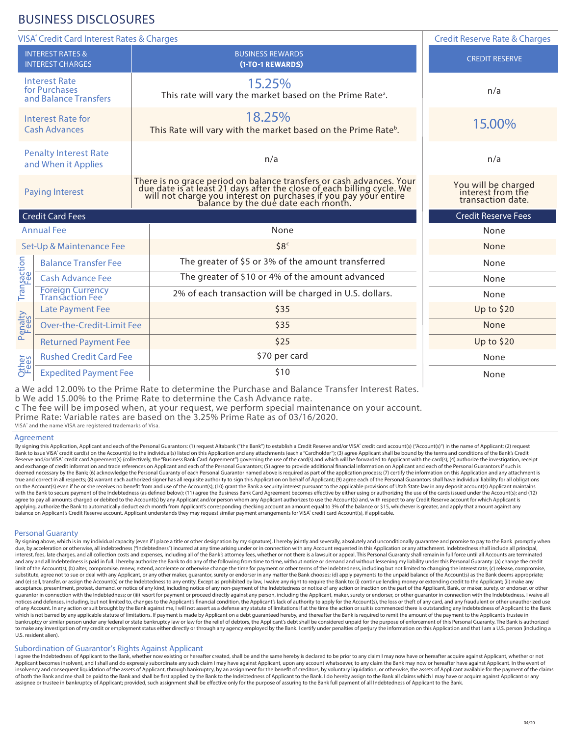# BUSINESS DISCLOSURES

| VISA® Credit Card Interest Rates & Charges | | Credit Reserve Rate & Charges |
|---|---|---|
| INTEREST RATES & INTEREST CHARGES | BUSINESS REWARDS (1-TO-1 REWARDS) | CREDIT RESERVE |
| Interest Rate for Purchases and Balance Transfers | 15.25% This rate will vary the market based on the Prime Rate[a]. | n/a |
| Interest Rate for Cash Advances | 18.25% This Rate will vary with the market based on the Prime Rate[b]. | 15.00% |
| Penalty Interest Rate and When it Applies | n/a | n/a |
| Paying Interest | There is no grace period on balance transfers or cash advances. Your due date is at least 21 days after the close of each billing cycle. We will not charge you interest on purchases if you pay your entire balance by the due date each month. | You will be charged interest from the transaction date. |

| Credit Card Fees | | | Credit Reserve Fees |
|---|---|---|---|
| Annual Fee | | None | None |
| Set-Up & Maintenance Fee | | $8[c] | None |
| Transaction Fee | Balance Transfer Fee | The greater of $5 or 3% of the amount transferred | None |
| | Cash Advance Fee | The greater of $10 or 4% of the amount advanced | None |
| | Foreign Currency Transaction Fee | 2% of each transaction will be charged in U.S. dollars. | None |
| Penalty Fees | Late Payment Fee | $35 | Up to $20 |
| | Over-the-Credit-Limit Fee | $35 | None |
| | Returned Payment Fee | $25 | Up to $20 |
| Other Fees | Rushed Credit Card Fee | $70 per card | None |
| | Expedited Payment Fee | $10 | None |

a We add 12.00% to the Prime Rate to determine the Purchase and Balance Transfer Interest Rates.
b We add 15.00% to the Prime Rate to determine the Cash Advance rate.
c The fee will be imposed when, at your request, we perform special maintenance on your account.
Prime Rate: Variable rates are based on the 3.25% Prime Rate as of 03/16/2020.
VISA® and the name VISA are registered trademarks of Visa.

## Agreement

By signing this Application, Applicant and each of the Personal Guarantors: (1) request Altabank ("the Bank") to establish a Credit Reserve and/or VISA® credit card account(s) ("Account(s)") in the name of Applicant; (2) request Bank to issue VISA® credit card(s) on the Account(s) to the individual(s) listed on this Application and any attachments (each a "Cardholder"); (3) agree Applicant shall be bound by the terms and conditions of the Bank's Credit Reserve and/or VISA® credit card Agreement(s) (collectively, the "Business Bank Card Agreement") governing the use of the card(s) and which will be forwarded to Applicant with the card(s); (4) authorize the investigation, receipt and exchange of credit information and trade references on Applicant and each of the Personal Guarantors; (5) agree to provide additional financial information on Applicant and each of the Personal Guarantors if such is deemed necessary by the Bank; (6) acknowledge the Personal Guaranty of each Personal Guarantor named above is required as part of the application process; (7) certify the information on this Application and any attachment is true and correct in all respects; (8) warrant each authorized signer has all requisite authority to sign this Application on behalf of Applicant; (9) agree each of the Personal Guarantors shall have individual liability for all obligations on the Account(s) even if he or she receives no benefit from and use of the Account(s); (10) grant the Bank a security interest pursuant to the applicable provisions of Utah State law in any deposit account(s) Applicant maintains with the Bank to secure payment of the Indebtedness (as defined below); (11) agree the Business Bank Card Agreement becomes effective by either using or authorizing the use of the cards issued under the Account(s); and (12) agree to pay all amounts charged or debited to the Account(s) by any Applicant and/or person whom any Applicant authorizes to use the Account(s) and, with respect to any Credit Reserve account for which Applicant is applying, authorize the Bank to automatically deduct each month from Applicant's corresponding checking account an amount equal to 3% of the balance or $15, whichever is greater, and apply that amount against any balance on Applicant's Credit Reserve account. Applicant understands they may request similar payment arrangements for VISA® credit card Account(s), if applicable.

## Personal Guaranty

By signing above, which is in my individual capacity (even if I place a title or other designation by my signature), I hereby jointly and severally, absolutely and unconditionally guarantee and promise to pay to the Bank promptly when due, by acceleration or otherwise, all indebtedness ("Indebtedness") incurred at any time arising under or in connection with any Account requested in this Application or any attachment. Indebtedness shall include all principal, interest, fees, late charges, and all collection costs and expenses, including all of the Bank's attorney fees, whether or not there is a lawsuit or appeal. This Personal Guaranty shall remain in full force until all Accounts are terminated and any and all Indebtedness is paid in full. I hereby authorize the Bank to do any of the following from time to time, without notice or demand and without lessening my liability under this Personal Guaranty: (a) change the credit limit of the Account(s); (b) alter, compromise, renew, extend, accelerate or otherwise change the time for payment or other terms of the Indebtedness, including but not limited to changing the interest rate; (c) release, compromise, substitute, agree not to sue or deal with any Applicant, or any other maker, guarantor, surety or endorser in any matter the Bank chooses; (d) apply payments to the unpaid balance of the Account(s) as the Bank deems appropriate; and (e) sell, transfer, or assign the Account(s) or the Indebtedness to any entity. Except as prohibited by law, I waive any right to require the Bank to: (i) continue lending money or extending credit to the Applicant; (ii) make any acceptance, presentment, protest, demand, or notice of any kind, including notice of any non-payment of the Indebtedness or notice of any action or inaction on the part of the Applicant, Bank, or maker, surety, or endorser, or other guarantor in connection with the Indebtedness; or (iii) resort for payment or proceed directly against any person, including the Applicant, maker, surety or endorser, or other guarantor in connection with the Indebtedness. I waive all notices and defenses, including, but not limited to, changes to the Applicant's financial condition, the Applicant's lack of authority to apply for the Account(s), the loss or theft of any card, and any fraudulent or other unauthorized use of any Account. In any action or suit brought by the Bank against me, I will not assert as a defense any statute of limitations if at the time the action or suit is commenced there is outstanding any Indebtedness of Applicant to the Bank which is not barred by any applicable statute of limitations. If payment is made by Applicant on a debt guaranteed hereby, and thereafter the Bank is required to remit the amount of the payment to the Applicant's trustee in bankruptcy or similar person under any federal or state bankruptcy law or law for the relief of debtors, the Applicant's debt shall be considered unpaid for the purpose of enforcement of this Personal Guaranty. The Bank is authorized to make any investigation of my credit or employment status either directly or through any agency employed by the Bank. I certify under penalties of perjury the information on this Application and that I am a U.S. person (including a U.S. resident alien).

## Subordination of Guarantor's Rights Against Applicant

I agree the Indebtedness of Applicant to the Bank, whether now existing or hereafter created, shall be and the same hereby is declared to be prior to any claim I may now have or hereafter acquire against Applicant, whether or not Applicant becomes insolvent, and I shall and do expressly subordinate any such claim I may have against Applicant, upon any account whatsoever, to any claim the Bank may now or hereafter have against Applicant. In the event of insolvency and consequent liquidation of the assets of Applicant, through bankruptcy, by an assignment for the benefit of creditors, by voluntary liquidation, or otherwise, the assets of Applicant available for the payment of the claims of both the Bank and me shall be paid to the Bank and shall be first applied by the Bank to the Indebtedness of Applicant to the Bank. I do hereby assign to the Bank all claims which I may have or acquire against Applicant or any assignee or trustee in bankruptcy of Applicant; provided, such assignment shall be effective only for the purpose of assuring to the Bank full payment of all Indebtedness of Applicant to the Bank.

04/20